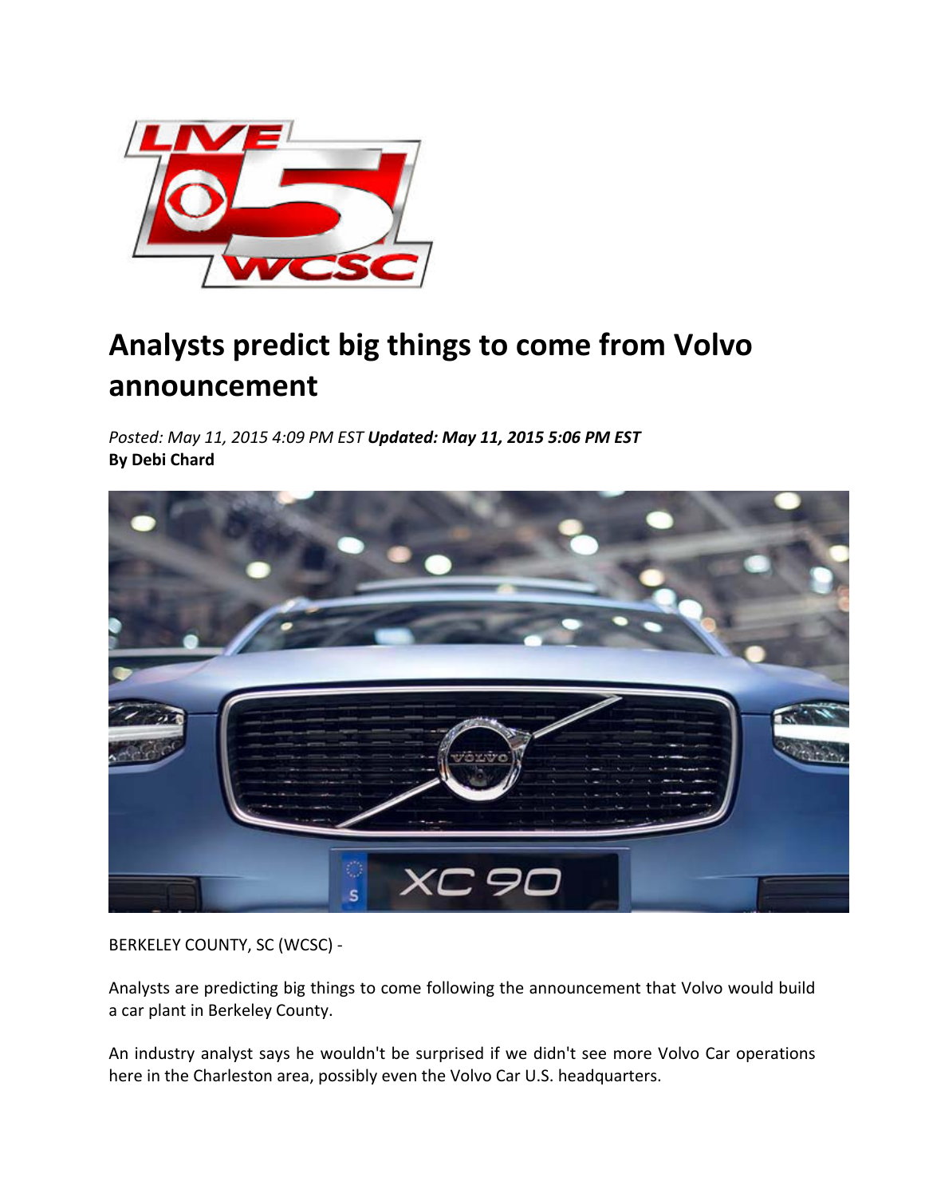# Analysts predict big things to come from Volvo announcement

*Posted: May 11, 2015 4:09 PM EST* ***Updated: May 11, 2015 5:06 PM EST***
**By Debi Chard**

BERKELEY COUNTY, SC (WCSC) -

Analysts are predicting big things to come following the announcement that Volvo would build a car plant in Berkeley County.

An industry analyst says he wouldn't be surprised if we didn't see more Volvo Car operations here in the Charleston area, possibly even the Volvo Car U.S. headquarters.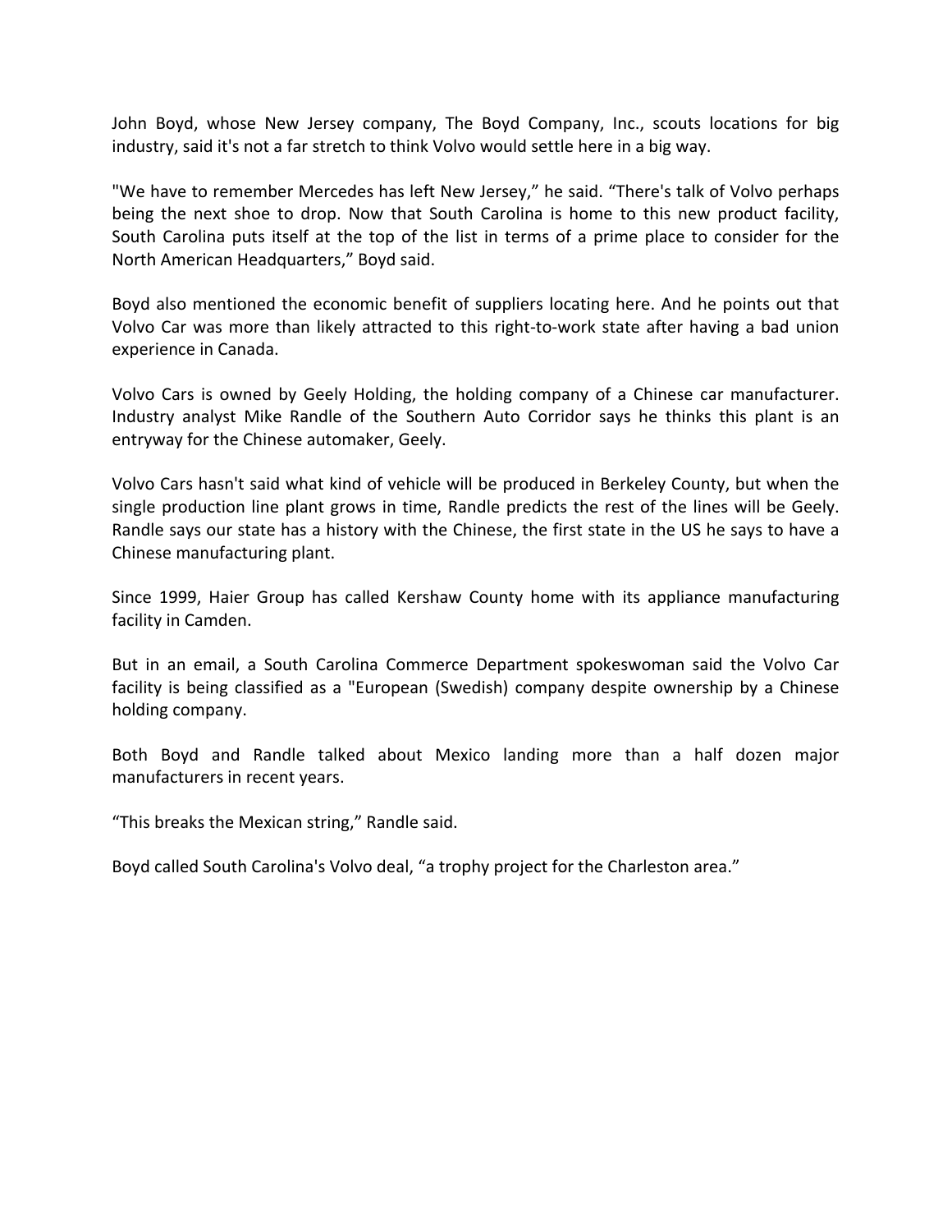John Boyd, whose New Jersey company, The Boyd Company, Inc., scouts locations for big industry, said it's not a far stretch to think Volvo would settle here in a big way.

"We have to remember Mercedes has left New Jersey," he said. "There's talk of Volvo perhaps being the next shoe to drop. Now that South Carolina is home to this new product facility, South Carolina puts itself at the top of the list in terms of a prime place to consider for the North American Headquarters," Boyd said.

Boyd also mentioned the economic benefit of suppliers locating here. And he points out that Volvo Car was more than likely attracted to this right-to-work state after having a bad union experience in Canada.

Volvo Cars is owned by Geely Holding, the holding company of a Chinese car manufacturer. Industry analyst Mike Randle of the Southern Auto Corridor says he thinks this plant is an entryway for the Chinese automaker, Geely.

Volvo Cars hasn't said what kind of vehicle will be produced in Berkeley County, but when the single production line plant grows in time, Randle predicts the rest of the lines will be Geely. Randle says our state has a history with the Chinese, the first state in the US he says to have a Chinese manufacturing plant.

Since 1999, Haier Group has called Kershaw County home with its appliance manufacturing facility in Camden.

But in an email, a South Carolina Commerce Department spokeswoman said the Volvo Car facility is being classified as a "European (Swedish) company despite ownership by a Chinese holding company.

Both Boyd and Randle talked about Mexico landing more than a half dozen major manufacturers in recent years.

"This breaks the Mexican string," Randle said.

Boyd called South Carolina's Volvo deal, "a trophy project for the Charleston area."